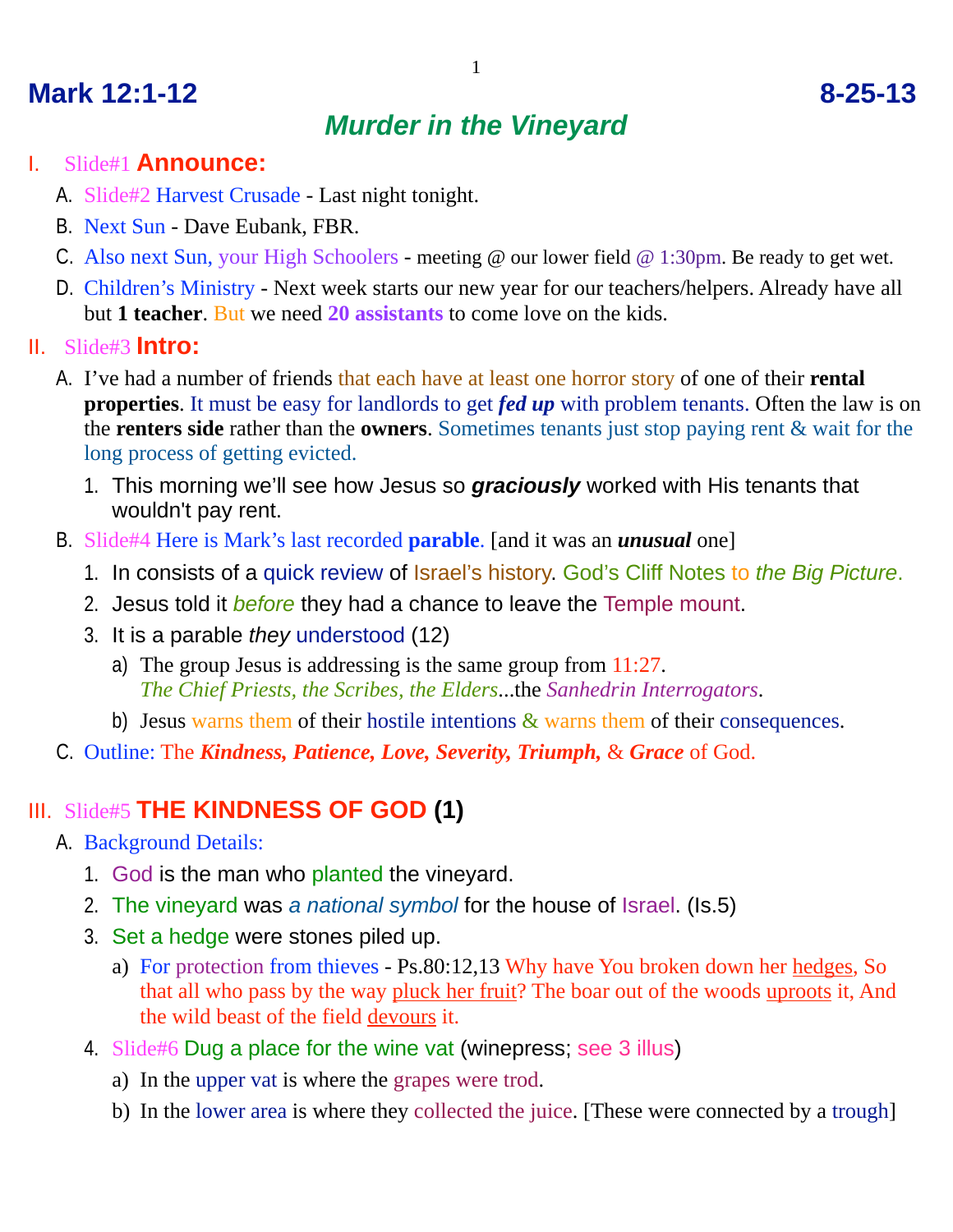# Mark 12:1-12 8-25-13

## *Murder in the Vineyard*

I. Slide#1 **Announce:**

A. Slide#2 Harvest Crusade - Last night tonight.

B. Next Sun - Dave Eubank, FBR.

C. Also next Sun, your High Schoolers - meeting @ our lower field @ 1:30pm. Be ready to get wet.

D. Children's Ministry - Next week starts our new year for our teachers/helpers. Already have all but **1 teacher**. But we need **20 assistants** to come love on the kids.

II. Slide#3 **Intro:**

A. I've had a number of friends that each have at least one horror story of one of their **rental properties**. It must be easy for landlords to get ***fed up*** with problem tenants. Often the law is on the **renters side** rather than the **owners**. Sometimes tenants just stop paying rent & wait for the long process of getting evicted.

1. This morning we'll see how Jesus so ***graciously*** worked with His tenants that wouldn't pay rent.

B. Slide#4 Here is Mark's last recorded **parable**. [and it was an ***unusual*** one]

1. In consists of a quick review of Israel's history. God's Cliff Notes to *the Big Picture*.
2. Jesus told it *before* they had a chance to leave the Temple mount.
3. It is a parable *they* understood (12)

a) The group Jesus is addressing is the same group from 11:27. *The Chief Priests, the Scribes, the Elders*...the *Sanhedrin Interrogators*.

b) Jesus warns them of their hostile intentions & warns them of their consequences.

C. Outline: The ***Kindness, Patience, Love, Severity, Triumph,*** & ***Grace*** of God.

III. Slide#5 **THE KINDNESS OF GOD (1)**

A. Background Details:

1. God is the man who planted the vineyard.
2. The vineyard was *a national symbol* for the house of Israel. (Is.5)
3. Set a hedge were stones piled up.

a) For protection from thieves - Ps.80:12,13 Why have You broken down her hedges, So that all who pass by the way pluck her fruit? The boar out of the woods uproots it, And the wild beast of the field devours it.

4. Slide#6 Dug a place for the wine vat (winepress; see 3 illus)

a) In the upper vat is where the grapes were trod.

b) In the lower area is where they collected the juice. [These were connected by a trough]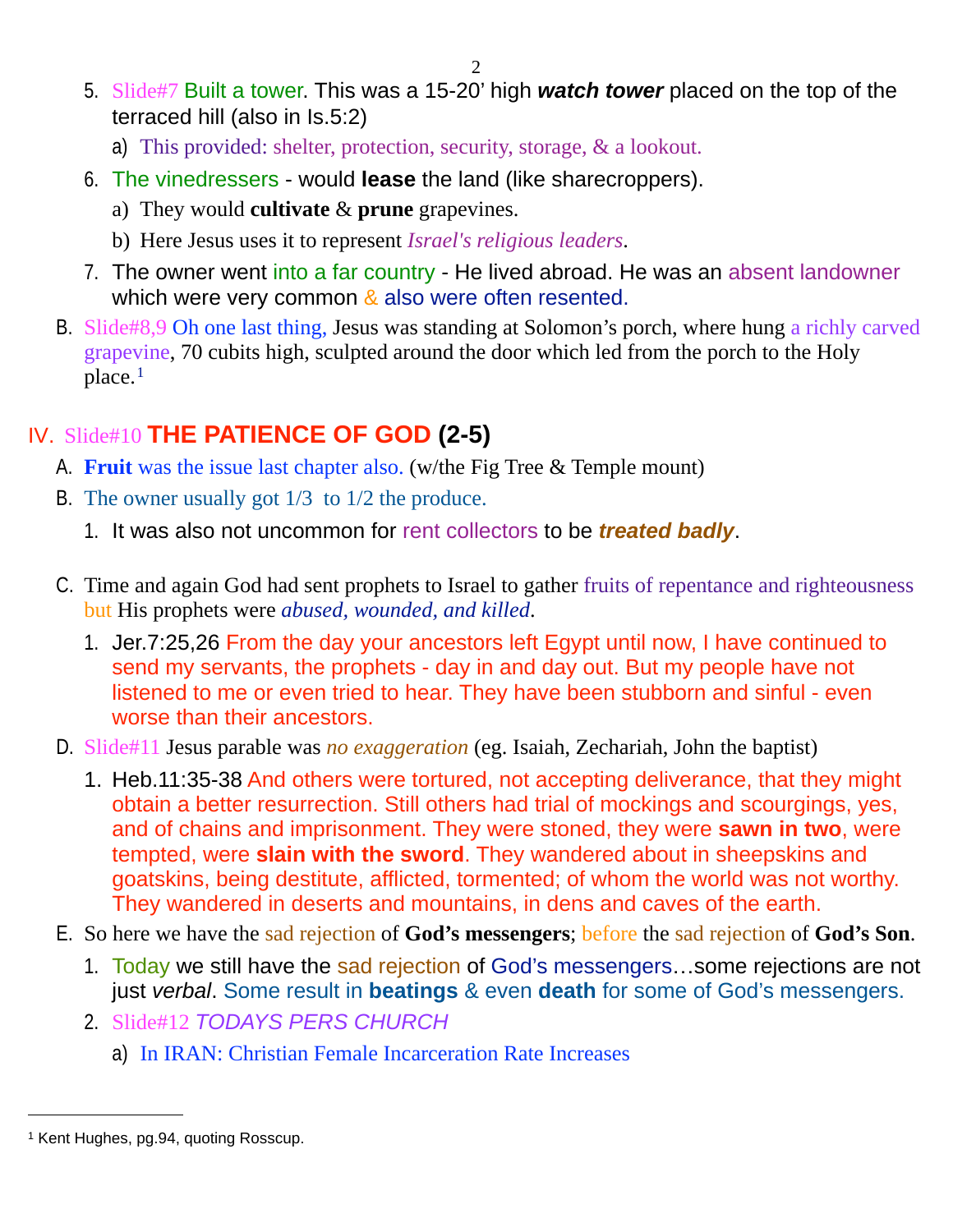5. Slide#7 Built a tower. This was a 15-20' high ***watch tower*** placed on the top of the terraced hill (also in Is.5:2)
   a) This provided: shelter, protection, security, storage, & a lookout.
6. The vinedressers - would **lease** the land (like sharecroppers).
   a) They would **cultivate** & **prune** grapevines.
   b) Here Jesus uses it to represent *Israel's religious leaders*.
7. The owner went into a far country - He lived abroad. He was an absent landowner which were very common & also were often resented.

B. Slide#8,9 Oh one last thing, Jesus was standing at Solomon's porch, where hung a richly carved grapevine, 70 cubits high, sculpted around the door which led from the porch to the Holy place.[1]

## IV. Slide#10 THE PATIENCE OF GOD (2-5)

A. **Fruit** was the issue last chapter also. (w/the Fig Tree & Temple mount)

B. The owner usually got 1/3 to 1/2 the produce.
   1. It was also not uncommon for rent collectors to be ***treated badly***.

C. Time and again God had sent prophets to Israel to gather fruits of repentance and righteousness but His prophets were *abused, wounded, and killed*.
   1. Jer.7:25,26 From the day your ancestors left Egypt until now, I have continued to send my servants, the prophets - day in and day out. But my people have not listened to me or even tried to hear. They have been stubborn and sinful - even worse than their ancestors.

D. Slide#11 Jesus parable was *no exaggeration* (eg. Isaiah, Zechariah, John the baptist)
   1. Heb.11:35-38 And others were tortured, not accepting deliverance, that they might obtain a better resurrection. Still others had trial of mockings and scourgings, yes, and of chains and imprisonment. They were stoned, they were **sawn in two**, were tempted, were **slain with the sword**. They wandered about in sheepskins and goatskins, being destitute, afflicted, tormented; of whom the world was not worthy. They wandered in deserts and mountains, in dens and caves of the earth.

E. So here we have the sad rejection of **God's messengers**; before the sad rejection of **God's Son**.
   1. Today we still have the sad rejection of God's messengers…some rejections are not just *verbal*. Some result in **beatings** & even **death** for some of God's messengers.
   2. Slide#12 *TODAYS PERS CHURCH*
      a) In IRAN: Christian Female Incarceration Rate Increases

---

[1] Kent Hughes, pg.94, quoting Rosscup.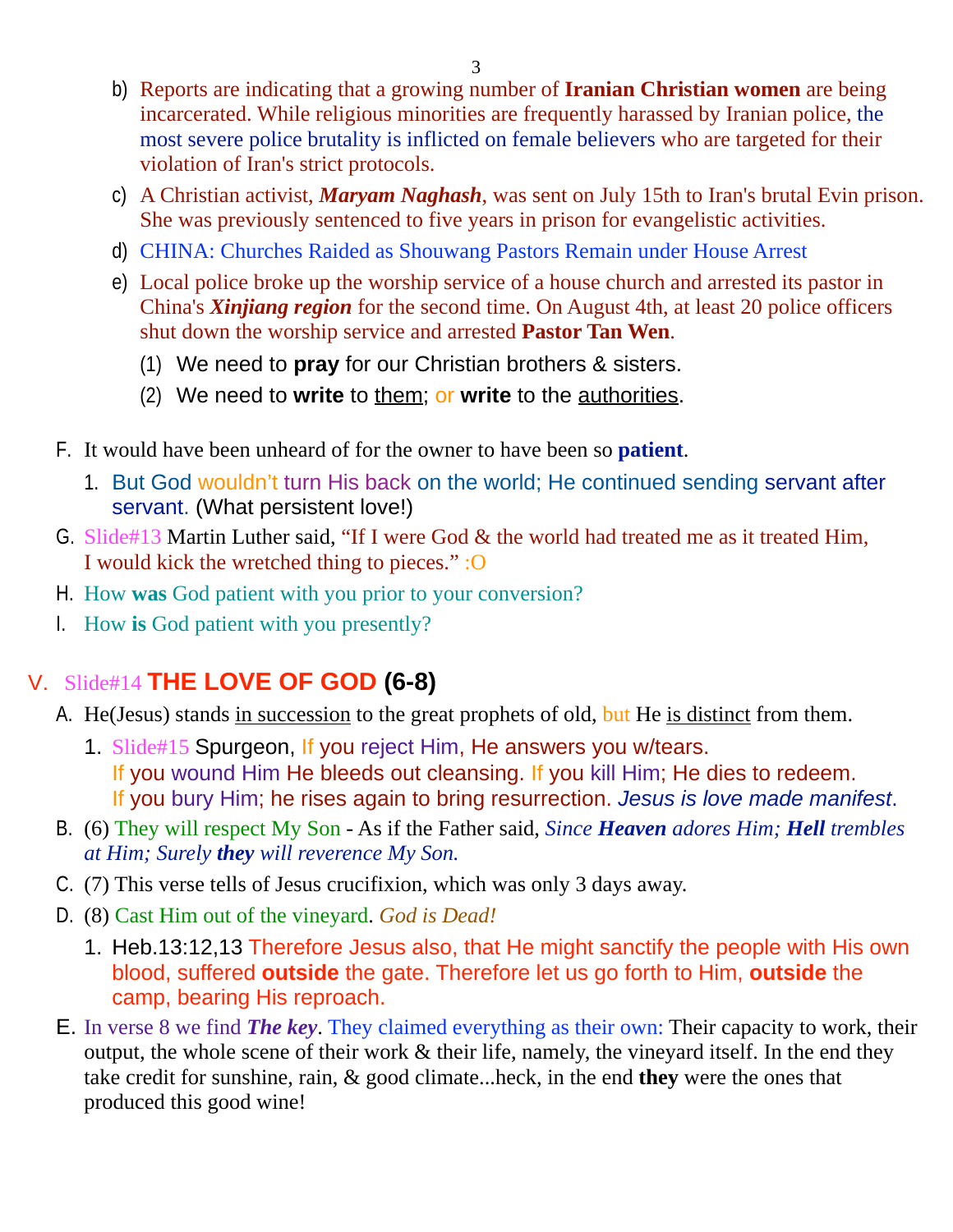b) Reports are indicating that a growing number of **Iranian Christian women** are being incarcerated. While religious minorities are frequently harassed by Iranian police, the most severe police brutality is inflicted on female believers who are targeted for their violation of Iran's strict protocols.

c) A Christian activist, ***Maryam Naghash***, was sent on July 15th to Iran's brutal Evin prison. She was previously sentenced to five years in prison for evangelistic activities.

d) CHINA: Churches Raided as Shouwang Pastors Remain under House Arrest

e) Local police broke up the worship service of a house church and arrested its pastor in China's ***Xinjiang region*** for the second time. On August 4th, at least 20 police officers shut down the worship service and arrested **Pastor Tan Wen**.

   (1) We need to **pray** for our Christian brothers & sisters.

   (2) We need to **write** to <u>them</u>; or **write** to the <u>authorities</u>.

F. It would have been unheard of for the owner to have been so **patient**.

   1. But God wouldn't turn His back on the world; He continued sending servant after servant. (What persistent love!)

G. Slide#13 Martin Luther said, "If I were God & the world had treated me as it treated Him, I would kick the wretched thing to pieces." :O

H. How **was** God patient with you prior to your conversion?

I. How **is** God patient with you presently?

## V. Slide#14 THE LOVE OF GOD (6-8)

A. He(Jesus) stands <u>in succession</u> to the great prophets of old, but He <u>is distinct</u> from them.

   1. Slide#15 Spurgeon, If you reject Him, He answers you w/tears.
      If you wound Him He bleeds out cleansing. If you kill Him; He dies to redeem.
      If you bury Him; he rises again to bring resurrection. *Jesus is love made manifest*.

B. (6) They will respect My Son - As if the Father said, *Since **Heaven** adores Him; **Hell** trembles at Him; Surely **they** will reverence My Son.*

C. (7) This verse tells of Jesus crucifixion, which was only 3 days away.

D. (8) Cast Him out of the vineyard. *God is Dead!*

   1. Heb.13:12,13 Therefore Jesus also, that He might sanctify the people with His own blood, suffered **outside** the gate. Therefore let us go forth to Him, **outside** the camp, bearing His reproach.

E. In verse 8 we find ***The key***. They claimed everything as their own: Their capacity to work, their output, the whole scene of their work & their life, namely, the vineyard itself. In the end they take credit for sunshine, rain, & good climate...heck, in the end **they** were the ones that produced this good wine!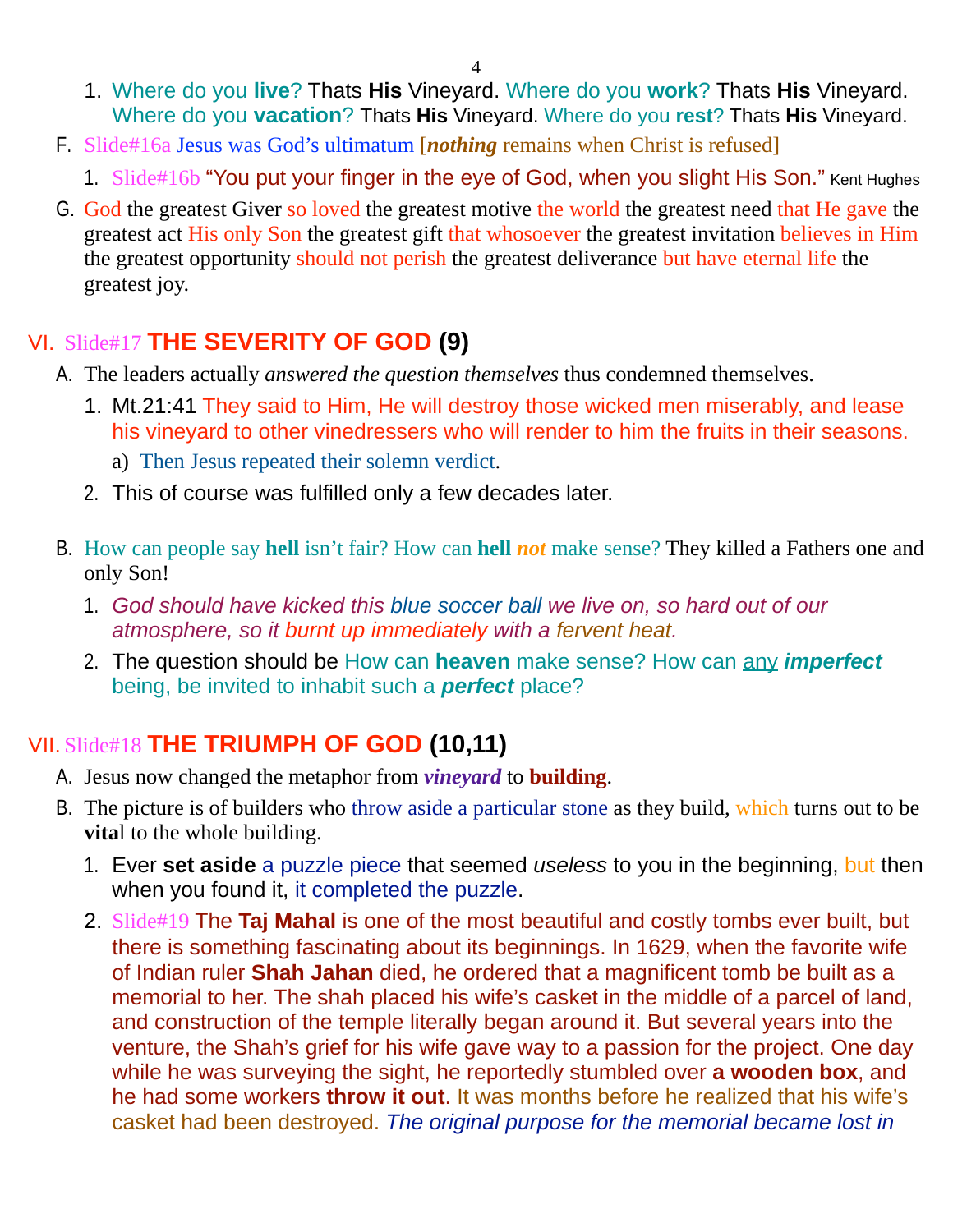1. Where do you **live**? Thats **His** Vineyard. Where do you **work**? Thats **His** Vineyard. Where do you **vacation**? Thats **His** Vineyard. Where do you **rest**? Thats **His** Vineyard.

F. Slide#16a Jesus was God's ultimatum [***nothing*** remains when Christ is refused]

1. Slide#16b "You put your finger in the eye of God, when you slight His Son." Kent Hughes

G. God the greatest Giver so loved the greatest motive the world the greatest need that He gave the greatest act His only Son the greatest gift that whosoever the greatest invitation believes in Him the greatest opportunity should not perish the greatest deliverance but have eternal life the greatest joy.

## VI. Slide#17 THE SEVERITY OF GOD (9)

A. The leaders actually *answered the question themselves* thus condemned themselves.

1. Mt.21:41 They said to Him, He will destroy those wicked men miserably, and lease his vineyard to other vinedressers who will render to him the fruits in their seasons.
   a) Then Jesus repeated their solemn verdict.
2. This of course was fulfilled only a few decades later.

B. How can people say **hell** isn't fair? How can **hell** ***not*** make sense? They killed a Fathers one and only Son!

1. *God should have kicked this blue soccer ball we live on, so hard out of our atmosphere, so it burnt up immediately with a fervent heat.*
2. The question should be How can **heaven** make sense? How can <u>any</u> ***imperfect*** being, be invited to inhabit such a ***perfect*** place?

## VII. Slide#18 THE TRIUMPH OF GOD (10,11)

A. Jesus now changed the metaphor from ***vineyard*** to **building**.

B. The picture is of builders who throw aside a particular stone as they build, which turns out to be **vita**l to the whole building.

1. Ever **set aside** a puzzle piece that seemed *useless* to you in the beginning, but then when you found it, it completed the puzzle.
2. Slide#19 The **Taj Mahal** is one of the most beautiful and costly tombs ever built, but there is something fascinating about its beginnings. In 1629, when the favorite wife of Indian ruler **Shah Jahan** died, he ordered that a magnificent tomb be built as a memorial to her. The shah placed his wife's casket in the middle of a parcel of land, and construction of the temple literally began around it. But several years into the venture, the Shah's grief for his wife gave way to a passion for the project. One day while he was surveying the sight, he reportedly stumbled over **a wooden box**, and he had some workers **throw it out**. It was months before he realized that his wife's casket had been destroyed. *The original purpose for the memorial became lost in*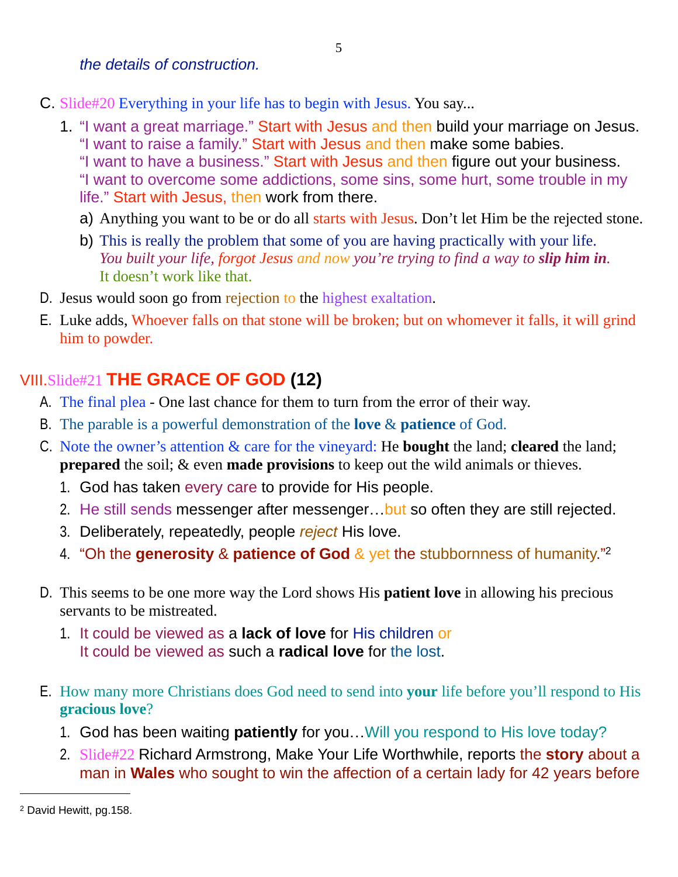*the details of construction.*

C. Slide#20 Everything in your life has to begin with Jesus. You say...

1. "I want a great marriage." Start with Jesus and then build your marriage on Jesus.
   "I want to raise a family." Start with Jesus and then make some babies.
   "I want to have a business." Start with Jesus and then figure out your business.
   "I want to overcome some addictions, some sins, some hurt, some trouble in my life." Start with Jesus, then work from there.
   a) Anything you want to be or do all starts with Jesus. Don't let Him be the rejected stone.
   b) This is really the problem that some of you are having practically with your life.
      *You built your life, forgot Jesus and now you're trying to find a way to **slip him in**.*
      It doesn't work like that.

D. Jesus would soon go from rejection to the highest exaltation.

E. Luke adds, Whoever falls on that stone will be broken; but on whomever it falls, it will grind him to powder.

## VIII. Slide#21 THE GRACE OF GOD (12)

A. The final plea - One last chance for them to turn from the error of their way.

B. The parable is a powerful demonstration of the **love** & **patience** of God.

C. Note the owner's attention & care for the vineyard: He **bought** the land; **cleared** the land; **prepared** the soil; & even **made provisions** to keep out the wild animals or thieves.

1. God has taken every care to provide for His people.
2. He still sends messenger after messenger…but so often they are still rejected.
3. Deliberately, repeatedly, people *reject* His love.
4. "Oh the **generosity** & **patience of God** & yet the stubbornness of humanity."[2]

D. This seems to be one more way the Lord shows His **patient love** in allowing his precious servants to be mistreated.

1. It could be viewed as a **lack of love** for His children or
   It could be viewed as such a **radical love** for the lost.

E. How many more Christians does God need to send into **your** life before you'll respond to His **gracious love**?

1. God has been waiting **patiently** for you…Will you respond to His love today?
2. Slide#22 Richard Armstrong, Make Your Life Worthwhile, reports the **story** about a man in **Wales** who sought to win the affection of a certain lady for 42 years before

---

[2] David Hewitt, pg.158.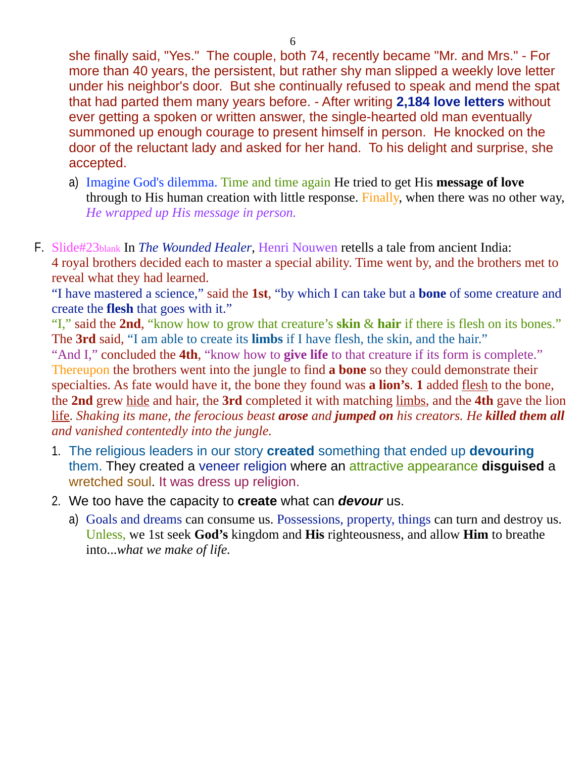she finally said, "Yes." The couple, both 74, recently became "Mr. and Mrs." - For more than 40 years, the persistent, but rather shy man slipped a weekly love letter under his neighbor's door. But she continually refused to speak and mend the spat that had parted them many years before. - After writing **2,184 love letters** without ever getting a spoken or written answer, the single-hearted old man eventually summoned up enough courage to present himself in person. He knocked on the door of the reluctant lady and asked for her hand. To his delight and surprise, she accepted.

a) Imagine God's dilemma. Time and time again He tried to get His **message of love** through to His human creation with little response. Finally, when there was no other way, *He wrapped up His message in person.*

F. Slide#23blank In *The Wounded Healer*, Henri Nouwen retells a tale from ancient India:
4 royal brothers decided each to master a special ability. Time went by, and the brothers met to reveal what they had learned.
"I have mastered a science," said the **1st**, "by which I can take but a **bone** of some creature and create the **flesh** that goes with it."
"I," said the **2nd**, "know how to grow that creature's **skin** & **hair** if there is flesh on its bones."
The **3rd** said, "I am able to create its **limbs** if I have flesh, the skin, and the hair."
"And I," concluded the **4th**, "know how to **give life** to that creature if its form is complete."
Thereupon the brothers went into the jungle to find **a bone** so they could demonstrate their specialties. As fate would have it, the bone they found was **a lion's**. **1** added <u>flesh</u> to the bone, the **2nd** grew <u>hide</u> and hair, the **3rd** completed it with matching <u>limbs</u>, and the **4th** gave the lion <u>life</u>. *Shaking its mane, the ferocious beast **arose** and **jumped on** his creators. He **killed them all** and vanished contentedly into the jungle.*

1. The religious leaders in our story **created** something that ended up **devouring** them. They created a veneer religion where an attractive appearance **disguised** a wretched soul. It was dress up religion.
2. We too have the capacity to **create** what can ***devour*** us.
   a) Goals and dreams can consume us. Possessions, property, things can turn and destroy us. Unless, we 1st seek **God's** kingdom and **His** righteousness, and allow **Him** to breathe into...*what we make of life.*